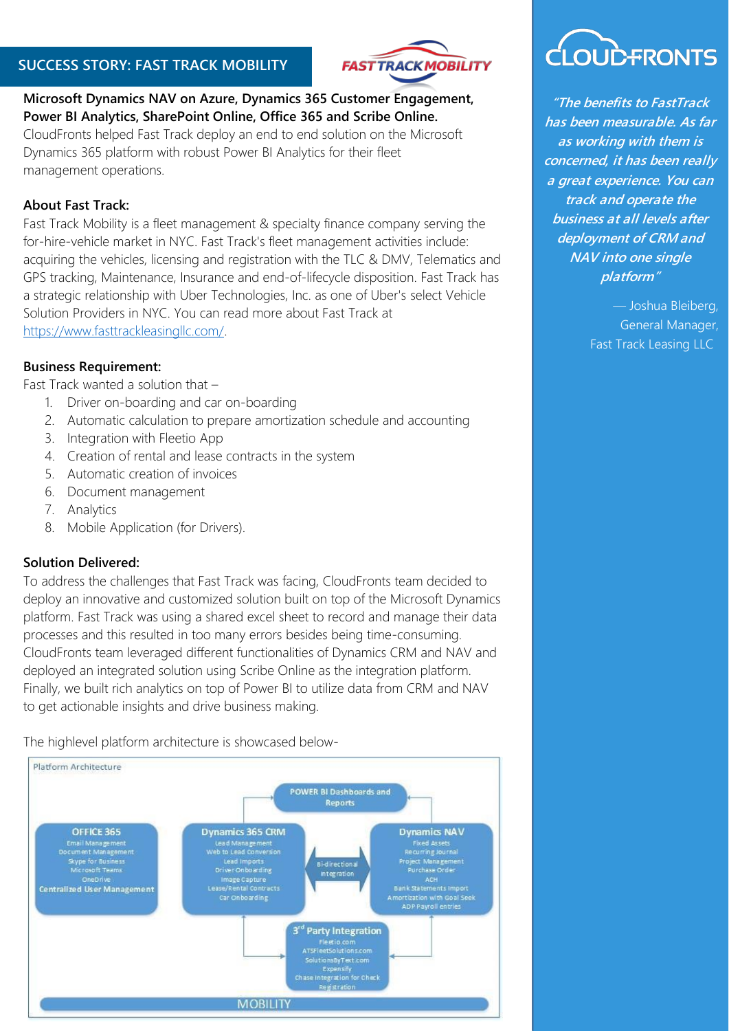## SUCCESS STORY: FAST TRACK MOBILITY

**Microsoft Dynamics NAV on Azure, Dynamics 365 Customer Engagement, Power BI Analytics, SharePoint Online, Office 365 and Scribe Online.**

CloudFronts helped Fast Track deploy an end to end solution on the Microsoft Dynamics 365 platform with robust Power BI Analytics for their fleet management operations.

### About Fast Track:

Fast Track Mobility is a fleet management & specialty finance company serving the for-hire-vehicle market in NYC. Fast Track's fleet management activities include: acquiring the vehicles, licensing and registration with the TLC & DMV, Telematics and GPS tracking, Maintenance, Insurance and end-of-lifecycle disposition. Fast Track has a strategic relationship with Uber Technologies, Inc. as one of Uber's select Vehicle Solution Providers in NYC. You can read more about Fast Track at https://www.fasttrackleasingllc.com/.

### Business Requirement:

Fast Track wanted a solution that –

1. Driver on-boarding and car on-boarding
2. Automatic calculation to prepare amortization schedule and accounting
3. Integration with Fleetio App
4. Creation of rental and lease contracts in the system
5. Automatic creation of invoices
6. Document management
7. Analytics
8. Mobile Application (for Drivers).

### Solution Delivered:

To address the challenges that Fast Track was facing, CloudFronts team decided to deploy an innovative and customized solution built on top of the Microsoft Dynamics platform. Fast Track was using a shared excel sheet to record and manage their data processes and this resulted in too many errors besides being time-consuming. CloudFronts team leveraged different functionalities of Dynamics CRM and NAV and deployed an integrated solution using Scribe Online as the integration platform. Finally, we built rich analytics on top of Power BI to utilize data from CRM and NAV to get actionable insights and drive business making.

The highlevel platform architecture is showcased below-

**Platform Architecture**

- **POWER BI Dashboards and Reports**
- **OFFICE 365**: Email Management, Document Management, Skype for Business, Microsoft Teams, OneDrive, Centralized User Management
- **Dynamics 365 CRM**: Lead Management, Web to Lead Conversion, Lead Imports, Driver Onboarding, Image Capture, Lease/Rental Contracts, Car Onboarding
- **Bi-directional Integration**
- **Dynamics NAV**: Fixed Assets, Recurring Journal, Project Management, Purchase Order, ACH, Bank Statements Import, Amortization with Goal Seek, ADP Payroll entries
- **3rd Party Integration**: Fleetio.com, ATSFleetSolutions.com, SolutionsByText.com, Expensify, Chase Integration for Check Registration
- **MOBILITY**

*"The benefits to FastTrack has been measurable. As far as working with them is concerned, it has been really a great experience. You can track and operate the business at all levels after deployment of CRM and NAV into one single platform"*

— Joshua Bleiberg, General Manager, Fast Track Leasing LLC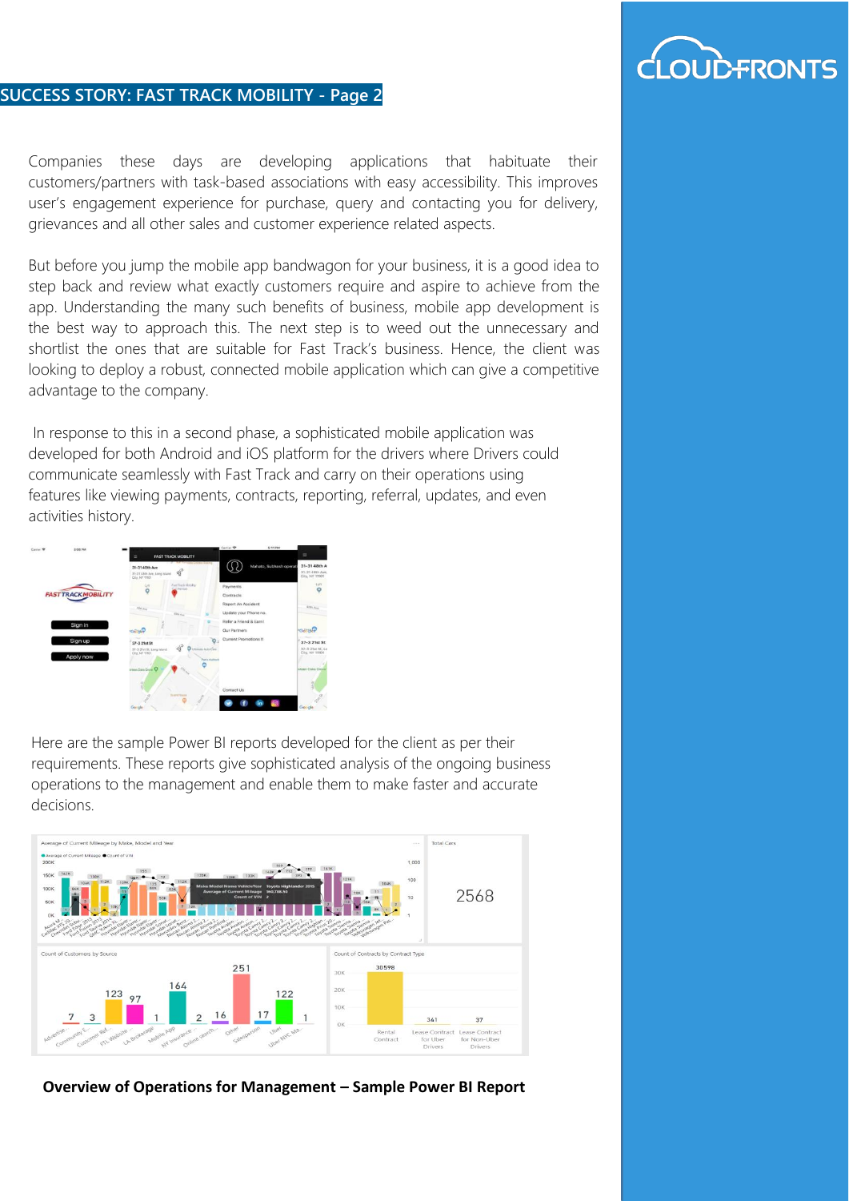## SUCCESS STORY: FAST TRACK MOBILITY - Page 2

Companies these days are developing applications that habituate their customers/partners with task-based associations with easy accessibility. This improves user's engagement experience for purchase, query and contacting you for delivery, grievances and all other sales and customer experience related aspects.

But before you jump the mobile app bandwagon for your business, it is a good idea to step back and review what exactly customers require and aspire to achieve from the app. Understanding the many such benefits of business, mobile app development is the best way to approach this. The next step is to weed out the unnecessary and shortlist the ones that are suitable for Fast Track's business. Hence, the client was looking to deploy a robust, connected mobile application which can give a competitive advantage to the company.

In response to this in a second phase, a sophisticated mobile application was developed for both Android and iOS platform for the drivers where Drivers could communicate seamlessly with Fast Track and carry on their operations using features like viewing payments, contracts, reporting, referral, updates, and even activities history.

Here are the sample Power BI reports developed for the client as per their requirements. These reports give sophisticated analysis of the ongoing business operations to the management and enable them to make faster and accurate decisions.

**Overview of Operations for Management – Sample Power BI Report**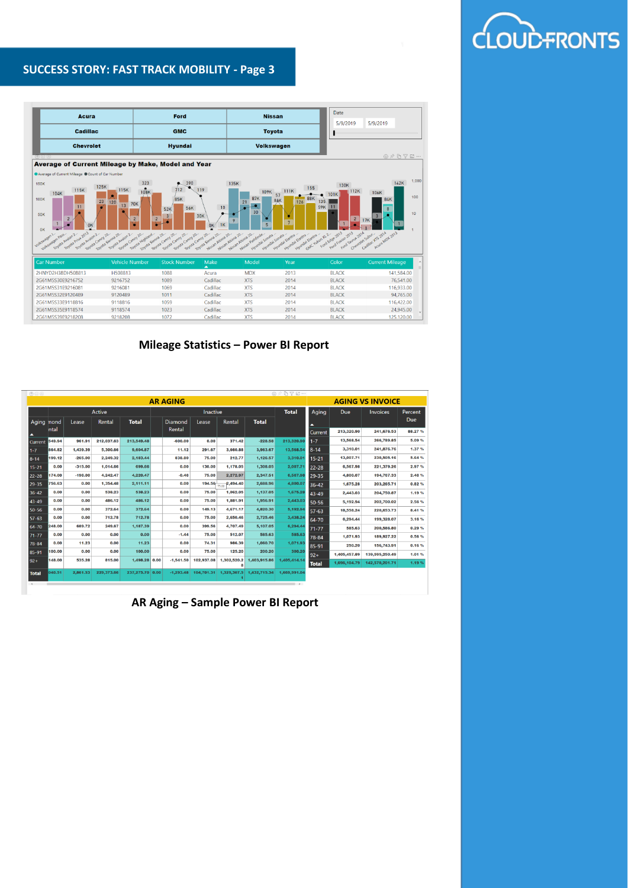## SUCCESS STORY: FAST TRACK MOBILITY - Page 3

| Acura | Ford | Nissan |
|---|---|---|
| Cadillac | GMC | Toyota |
| Chevrolet | Hyundai | Volkswagen |

Date
5/9/2019 5/9/2019

**Average of Current Mileage by Make, Model and Year**

| Car Number | Vehicle Number | Stock Number | Make | Model | Year | Color | Current Mileage |
|---|---|---|---|---|---|---|---|
| 2HNYD2H38DH508813 | H508813 | 1088 | Acura | MDX | 2013 | BLACK | 141,584.00 |
| 2G61M5S30E9216752 | 9216752 | 1089 | Cadillac | XTS | 2014 | BLACK | 76,541.00 |
| 2G61M5S31E9216081 | 9216081 | 1069 | Cadillac | XTS | 2014 | BLACK | 116,933.00 |
| 2G61M5S32E9120489 | 9120489 | 1011 | Cadillac | XTS | 2014 | BLACK | 94,765.00 |
| 2G61M5S33E9118816 | 9118816 | 1059 | Cadillac | XTS | 2014 | BLACK | 116,422.00 |
| 2G61M5S35E9118574 | 9118574 | 1023 | Cadillac | XTS | 2014 | BLACK | 24,945.00 |
| 2G61M5S39E9218208 | 9218208 | 1072 | Cadillac | XTS | 2014 | BLACK | 125,120.00 |

**Mileage Statistics – Power BI Report**

**AR AGING**

| Aging | Active | | | | Inactive | | | | Total |
|---|---|---|---|---|---|---|---|---|---|
| | nond ntal | Lease | Rental | Total | Diamond Rental | Lease | Rental | Total | |
| Current | 549.94 | 961.91 | 212,037.63 | 213,549.48 | -600.00 | 0.00 | 371.42 | -228.58 | 213,320.90 |
| 1-7 | 864.82 | 1,439.39 | 5,300.66 | 9,604.87 | 11.12 | 291.67 | 3,660.88 | 3,963.67 | 13,568.54 |
| 8-14 | 199.12 | -265.00 | 2,249.32 | 2,183.44 | 838.80 | 75.00 | 212.77 | 1,126.57 | 3,310.01 |
| 15-21 | 0.00 | -315.00 | 1,014.66 | 699.66 | 0.00 | 130.00 | 1,178.05 | 1,308.05 | 2,007.71 |
| 22-28 | 174.00 | -196.00 | 4,242.47 | 4,220.47 | -0.46 | 75.00 | 2,272.97 | 2,347.51 | 6,567.98 |
| 29-35 | 756.63 | 0.00 | 1,354.48 | 2,111.11 | 0.00 | 194.56 | 2,494.40 | 2,688.96 | 4,800.07 |
| 36-42 | 0.00 | 0.00 | 538.23 | 538.23 | 0.00 | 75.00 | 1,062.05 | 1,137.05 | 1,675.28 |
| 43-49 | 0.00 | 0.00 | 486.12 | 486.12 | 0.00 | 75.00 | 1,881.91 | 1,956.91 | 2,443.03 |
| 50-56 | 0.00 | 0.00 | 372.64 | 372.64 | 0.00 | 149.13 | 4,671.17 | 4,820.30 | 5,192.94 |
| 57-63 | 0.00 | 0.00 | 712.78 | 712.78 | 0.00 | 75.00 | 2,650.46 | 2,725.46 | 3,438.24 |
| 64-70 | 248.00 | 689.72 | 249.67 | 1,187.39 | 0.00 | 399.56 | 4,707.49 | 5,107.05 | 6,294.44 |
| 71-77 | 0.00 | 0.00 | 0.00 | 0.00 | -1.44 | 75.00 | 512.07 | 585.63 | 585.63 |
| 78-84 | 0.00 | 11.23 | 0.00 | 11.23 | 0.00 | 74.31 | 986.39 | 1,060.70 | 1,071.93 |
| 85-91 | 100.00 | 0.00 | 0.00 | 100.00 | 0.00 | 75.00 | 125.20 | 200.20 | 300.20 |
| 92+ | 148.00 | 535.28 | 815.00 | 1,498.28 | 0.00 -1,541.50 | 102,937.08 | 1,302,520.28 | 1,403,915.86 | 1,405,414.14 |
| Total | 040.51 | 2,861.53 | 229,373.66 | 237,275.70 | 0.00 -1,293.48 | 104,701.31 | 1,329,307.51 | 1,432,715.34 | 1,669,991.04 |

**AGING VS INVOICE**

| Aging | Due | Invoices | Percent Due |
|---|---|---|---|
| Current | 213,320.90 | 241,676.53 | 88.27 % |
| 1-7 | 13,568.54 | 266,789.85 | 5.09 % |
| 8-14 | 3,310.01 | 241,876.76 | 1.37 % |
| 15-21 | 13,007.71 | 230,505.16 | 5.64 % |
| 22-28 | 6,567.98 | 221,379.26 | 2.97 % |
| 29-35 | 4,800.07 | 194,787.33 | 2.46 % |
| 36-42 | 1,675.28 | 203,265.71 | 0.82 % |
| 43-49 | 2,443.03 | 204,750.87 | 1.19 % |
| 50-56 | 5,192.94 | 202,700.02 | 2.56 % |
| 57-63 | 18,558.24 | 220,653.73 | 8.41 % |
| 64-70 | 6,294.44 | 199,328.07 | 3.16 % |
| 71-77 | 585.63 | 200,586.80 | 0.29 % |
| 78-84 | 1,071.93 | 189,927.22 | 0.56 % |
| 85-91 | 250.20 | 156,743.91 | 0.16 % |
| 92+ | 1,405,457.89 | 139,595,250.49 | 1.01 % |
| Total | 1,696,104.79 | 142,578,201.71 | 1.19 % |

**AR Aging – Sample Power BI Report**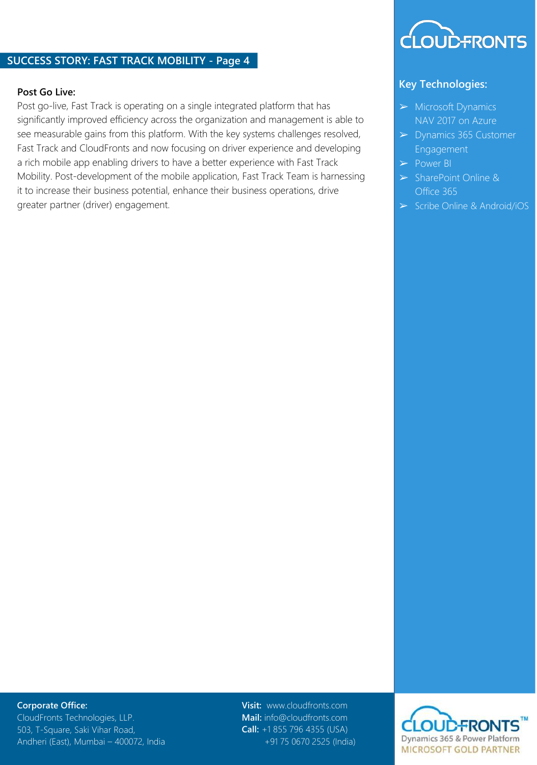## SUCCESS STORY: FAST TRACK MOBILITY - Page 4

**Post Go Live:**

Post go-live, Fast Track is operating on a single integrated platform that has significantly improved efficiency across the organization and management is able to see measurable gains from this platform. With the key systems challenges resolved, Fast Track and CloudFronts and now focusing on driver experience and developing a rich mobile app enabling drivers to have a better experience with Fast Track Mobility. Post-development of the mobile application, Fast Track Team is harnessing it to increase their business potential, enhance their business operations, drive greater partner (driver) engagement.

### Key Technologies:

- Microsoft Dynamics NAV 2017 on Azure
- Dynamics 365 Customer Engagement
- Power BI
- SharePoint Online & Office 365
- Scribe Online & Android/iOS

**Corporate Office:**
CloudFronts Technologies, LLP.
503, T-Square, Saki Vihar Road,
Andheri (East), Mumbai – 400072, India

**Visit:** www.cloudfronts.com
**Mail:** info@cloudfronts.com
**Call:** +1 855 796 4355 (USA)
+91 75 0670 2525 (India)

CLOUDFRONTS™
Dynamics 365 & Power Platform
MICROSOFT GOLD PARTNER